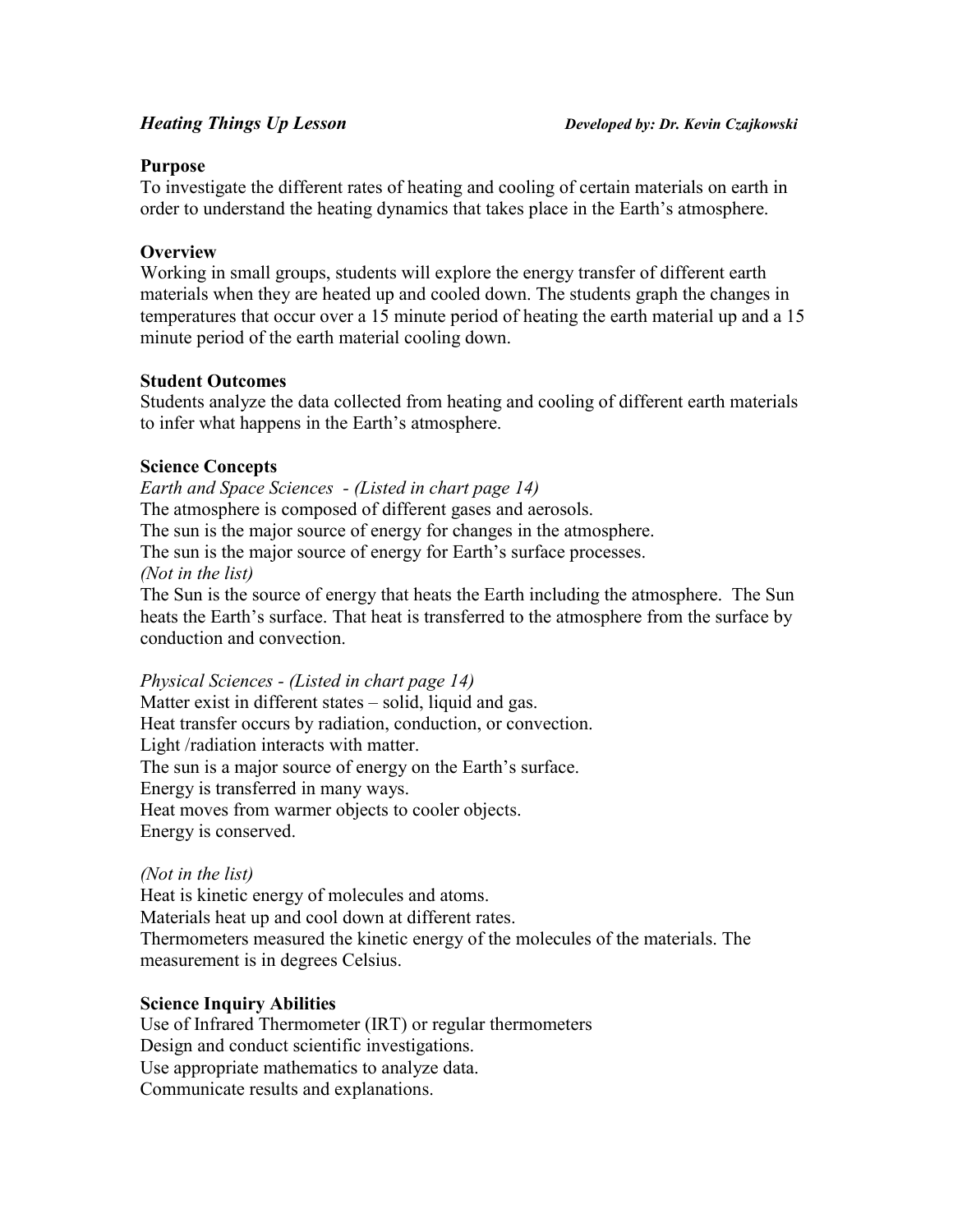***Heating Things Up Lesson*** ***Developed by: Dr. Kevin Czajkowski***

**Purpose**

To investigate the different rates of heating and cooling of certain materials on earth in order to understand the heating dynamics that takes place in the Earth's atmosphere.

**Overview**

Working in small groups, students will explore the energy transfer of different earth materials when they are heated up and cooled down. The students graph the changes in temperatures that occur over a 15 minute period of heating the earth material up and a 15 minute period of the earth material cooling down.

**Student Outcomes**

Students analyze the data collected from heating and cooling of different earth materials to infer what happens in the Earth's atmosphere.

**Science Concepts**

*Earth and Space Sciences - (Listed in chart page 14)*

The atmosphere is composed of different gases and aerosols.

The sun is the major source of energy for changes in the atmosphere.

The sun is the major source of energy for Earth's surface processes.

*(Not in the list)*

The Sun is the source of energy that heats the Earth including the atmosphere. The Sun heats the Earth's surface. That heat is transferred to the atmosphere from the surface by conduction and convection.

*Physical Sciences - (Listed in chart page 14)*

Matter exist in different states – solid, liquid and gas.

Heat transfer occurs by radiation, conduction, or convection.

Light /radiation interacts with matter.

The sun is a major source of energy on the Earth's surface.

Energy is transferred in many ways.

Heat moves from warmer objects to cooler objects.

Energy is conserved.

*(Not in the list)*

Heat is kinetic energy of molecules and atoms.

Materials heat up and cool down at different rates.

Thermometers measured the kinetic energy of the molecules of the materials. The measurement is in degrees Celsius.

**Science Inquiry Abilities**

Use of Infrared Thermometer (IRT) or regular thermometers

Design and conduct scientific investigations.

Use appropriate mathematics to analyze data.

Communicate results and explanations.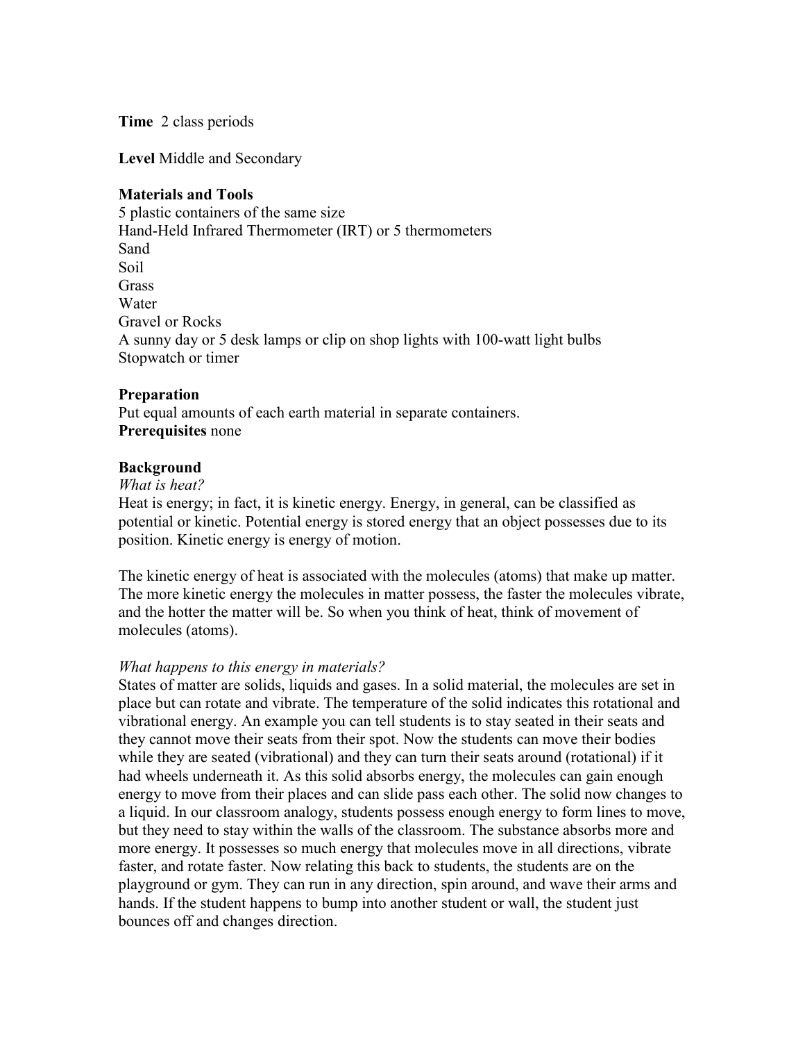**Time** 2 class periods

**Level** Middle and Secondary

**Materials and Tools**

5 plastic containers of the same size
Hand-Held Infrared Thermometer (IRT) or 5 thermometers
Sand
Soil
Grass
Water
Gravel or Rocks
A sunny day or 5 desk lamps or clip on shop lights with 100-watt light bulbs
Stopwatch or timer

**Preparation**

Put equal amounts of each earth material in separate containers.

**Prerequisites** none

**Background**

*What is heat?*

Heat is energy; in fact, it is kinetic energy. Energy, in general, can be classified as potential or kinetic. Potential energy is stored energy that an object possesses due to its position. Kinetic energy is energy of motion.

The kinetic energy of heat is associated with the molecules (atoms) that make up matter. The more kinetic energy the molecules in matter possess, the faster the molecules vibrate, and the hotter the matter will be. So when you think of heat, think of movement of molecules (atoms).

*What happens to this energy in materials?*

States of matter are solids, liquids and gases. In a solid material, the molecules are set in place but can rotate and vibrate. The temperature of the solid indicates this rotational and vibrational energy. An example you can tell students is to stay seated in their seats and they cannot move their seats from their spot. Now the students can move their bodies while they are seated (vibrational) and they can turn their seats around (rotational) if it had wheels underneath it. As this solid absorbs energy, the molecules can gain enough energy to move from their places and can slide pass each other. The solid now changes to a liquid. In our classroom analogy, students possess enough energy to form lines to move, but they need to stay within the walls of the classroom. The substance absorbs more and more energy. It possesses so much energy that molecules move in all directions, vibrate faster, and rotate faster. Now relating this back to students, the students are on the playground or gym. They can run in any direction, spin around, and wave their arms and hands. If the student happens to bump into another student or wall, the student just bounces off and changes direction.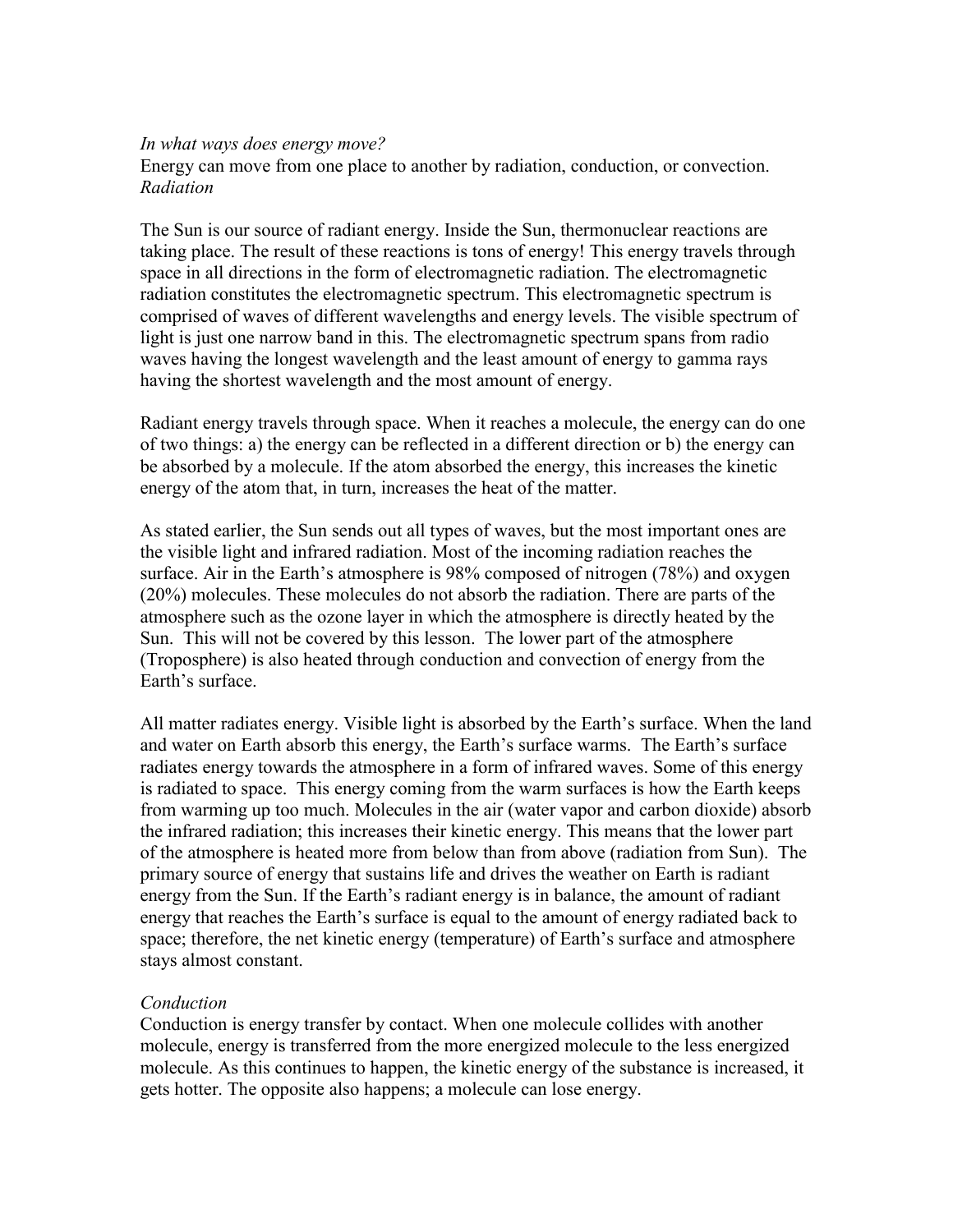*In what ways does energy move?*

Energy can move from one place to another by radiation, conduction, or convection.

*Radiation*

The Sun is our source of radiant energy. Inside the Sun, thermonuclear reactions are taking place. The result of these reactions is tons of energy! This energy travels through space in all directions in the form of electromagnetic radiation. The electromagnetic radiation constitutes the electromagnetic spectrum. This electromagnetic spectrum is comprised of waves of different wavelengths and energy levels. The visible spectrum of light is just one narrow band in this. The electromagnetic spectrum spans from radio waves having the longest wavelength and the least amount of energy to gamma rays having the shortest wavelength and the most amount of energy.

Radiant energy travels through space. When it reaches a molecule, the energy can do one of two things: a) the energy can be reflected in a different direction or b) the energy can be absorbed by a molecule. If the atom absorbed the energy, this increases the kinetic energy of the atom that, in turn, increases the heat of the matter.

As stated earlier, the Sun sends out all types of waves, but the most important ones are the visible light and infrared radiation. Most of the incoming radiation reaches the surface. Air in the Earth's atmosphere is 98% composed of nitrogen (78%) and oxygen (20%) molecules. These molecules do not absorb the radiation. There are parts of the atmosphere such as the ozone layer in which the atmosphere is directly heated by the Sun. This will not be covered by this lesson. The lower part of the atmosphere (Troposphere) is also heated through conduction and convection of energy from the Earth's surface.

All matter radiates energy. Visible light is absorbed by the Earth's surface. When the land and water on Earth absorb this energy, the Earth's surface warms. The Earth's surface radiates energy towards the atmosphere in a form of infrared waves. Some of this energy is radiated to space. This energy coming from the warm surfaces is how the Earth keeps from warming up too much. Molecules in the air (water vapor and carbon dioxide) absorb the infrared radiation; this increases their kinetic energy. This means that the lower part of the atmosphere is heated more from below than from above (radiation from Sun). The primary source of energy that sustains life and drives the weather on Earth is radiant energy from the Sun. If the Earth's radiant energy is in balance, the amount of radiant energy that reaches the Earth's surface is equal to the amount of energy radiated back to space; therefore, the net kinetic energy (temperature) of Earth's surface and atmosphere stays almost constant.

*Conduction*

Conduction is energy transfer by contact. When one molecule collides with another molecule, energy is transferred from the more energized molecule to the less energized molecule. As this continues to happen, the kinetic energy of the substance is increased, it gets hotter. The opposite also happens; a molecule can lose energy.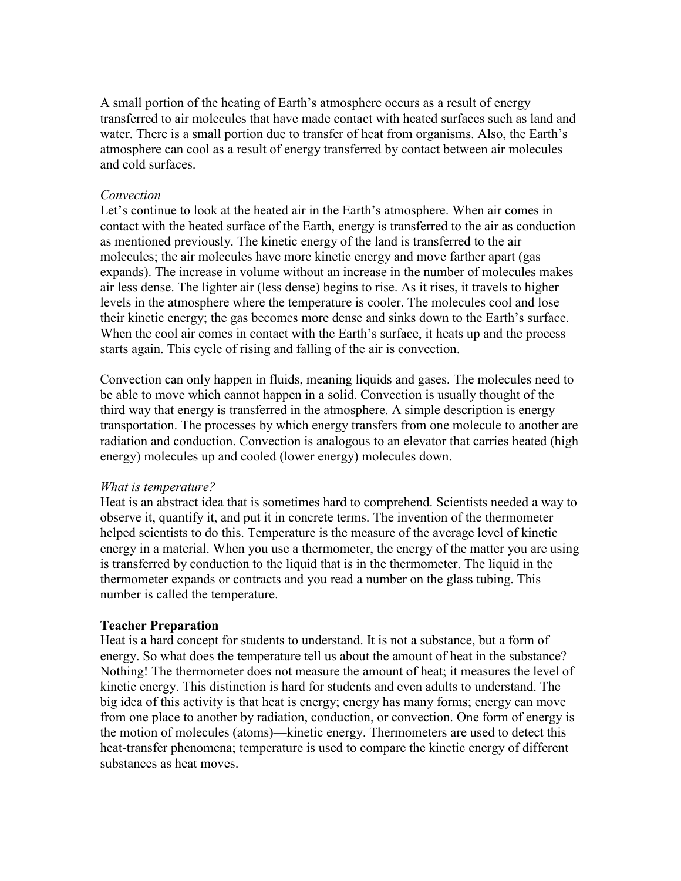A small portion of the heating of Earth's atmosphere occurs as a result of energy transferred to air molecules that have made contact with heated surfaces such as land and water. There is a small portion due to transfer of heat from organisms. Also, the Earth's atmosphere can cool as a result of energy transferred by contact between air molecules and cold surfaces.

*Convection*

Let's continue to look at the heated air in the Earth's atmosphere. When air comes in contact with the heated surface of the Earth, energy is transferred to the air as conduction as mentioned previously. The kinetic energy of the land is transferred to the air molecules; the air molecules have more kinetic energy and move farther apart (gas expands). The increase in volume without an increase in the number of molecules makes air less dense. The lighter air (less dense) begins to rise. As it rises, it travels to higher levels in the atmosphere where the temperature is cooler. The molecules cool and lose their kinetic energy; the gas becomes more dense and sinks down to the Earth's surface. When the cool air comes in contact with the Earth's surface, it heats up and the process starts again. This cycle of rising and falling of the air is convection.

Convection can only happen in fluids, meaning liquids and gases. The molecules need to be able to move which cannot happen in a solid. Convection is usually thought of the third way that energy is transferred in the atmosphere. A simple description is energy transportation. The processes by which energy transfers from one molecule to another are radiation and conduction. Convection is analogous to an elevator that carries heated (high energy) molecules up and cooled (lower energy) molecules down.

*What is temperature?*

Heat is an abstract idea that is sometimes hard to comprehend. Scientists needed a way to observe it, quantify it, and put it in concrete terms. The invention of the thermometer helped scientists to do this. Temperature is the measure of the average level of kinetic energy in a material. When you use a thermometer, the energy of the matter you are using is transferred by conduction to the liquid that is in the thermometer. The liquid in the thermometer expands or contracts and you read a number on the glass tubing. This number is called the temperature.

**Teacher Preparation**

Heat is a hard concept for students to understand. It is not a substance, but a form of energy. So what does the temperature tell us about the amount of heat in the substance? Nothing! The thermometer does not measure the amount of heat; it measures the level of kinetic energy. This distinction is hard for students and even adults to understand. The big idea of this activity is that heat is energy; energy has many forms; energy can move from one place to another by radiation, conduction, or convection. One form of energy is the motion of molecules (atoms)—kinetic energy. Thermometers are used to detect this heat-transfer phenomena; temperature is used to compare the kinetic energy of different substances as heat moves.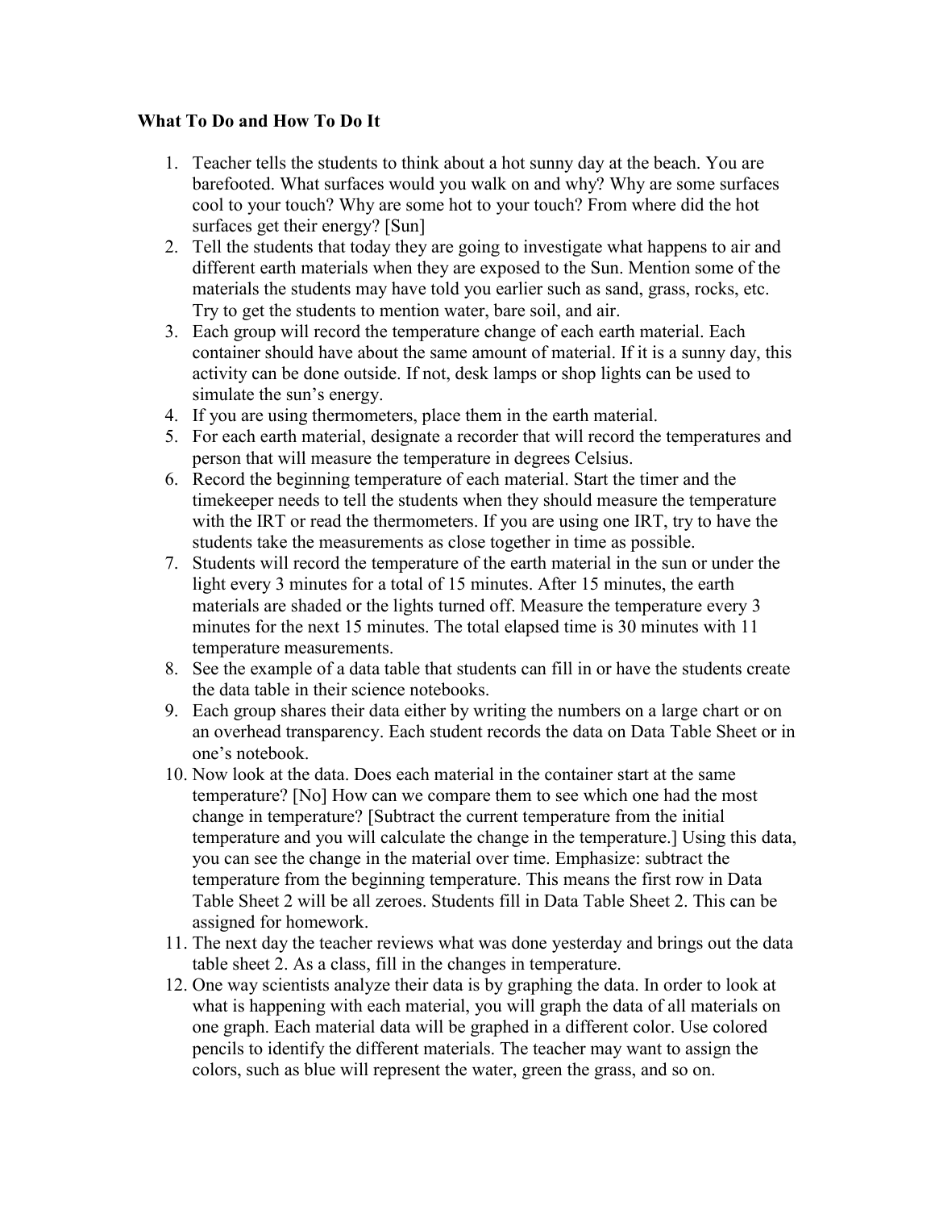**What To Do and How To Do It**

1. Teacher tells the students to think about a hot sunny day at the beach. You are barefooted. What surfaces would you walk on and why? Why are some surfaces cool to your touch? Why are some hot to your touch? From where did the hot surfaces get their energy? [Sun]
2. Tell the students that today they are going to investigate what happens to air and different earth materials when they are exposed to the Sun. Mention some of the materials the students may have told you earlier such as sand, grass, rocks, etc. Try to get the students to mention water, bare soil, and air.
3. Each group will record the temperature change of each earth material. Each container should have about the same amount of material. If it is a sunny day, this activity can be done outside. If not, desk lamps or shop lights can be used to simulate the sun's energy.
4. If you are using thermometers, place them in the earth material.
5. For each earth material, designate a recorder that will record the temperatures and person that will measure the temperature in degrees Celsius.
6. Record the beginning temperature of each material. Start the timer and the timekeeper needs to tell the students when they should measure the temperature with the IRT or read the thermometers. If you are using one IRT, try to have the students take the measurements as close together in time as possible.
7. Students will record the temperature of the earth material in the sun or under the light every 3 minutes for a total of 15 minutes. After 15 minutes, the earth materials are shaded or the lights turned off. Measure the temperature every 3 minutes for the next 15 minutes. The total elapsed time is 30 minutes with 11 temperature measurements.
8. See the example of a data table that students can fill in or have the students create the data table in their science notebooks.
9. Each group shares their data either by writing the numbers on a large chart or on an overhead transparency. Each student records the data on Data Table Sheet or in one's notebook.
10. Now look at the data. Does each material in the container start at the same temperature? [No] How can we compare them to see which one had the most change in temperature? [Subtract the current temperature from the initial temperature and you will calculate the change in the temperature.] Using this data, you can see the change in the material over time. Emphasize: subtract the temperature from the beginning temperature. This means the first row in Data Table Sheet 2 will be all zeroes. Students fill in Data Table Sheet 2. This can be assigned for homework.
11. The next day the teacher reviews what was done yesterday and brings out the data table sheet 2. As a class, fill in the changes in temperature.
12. One way scientists analyze their data is by graphing the data. In order to look at what is happening with each material, you will graph the data of all materials on one graph. Each material data will be graphed in a different color. Use colored pencils to identify the different materials. The teacher may want to assign the colors, such as blue will represent the water, green the grass, and so on.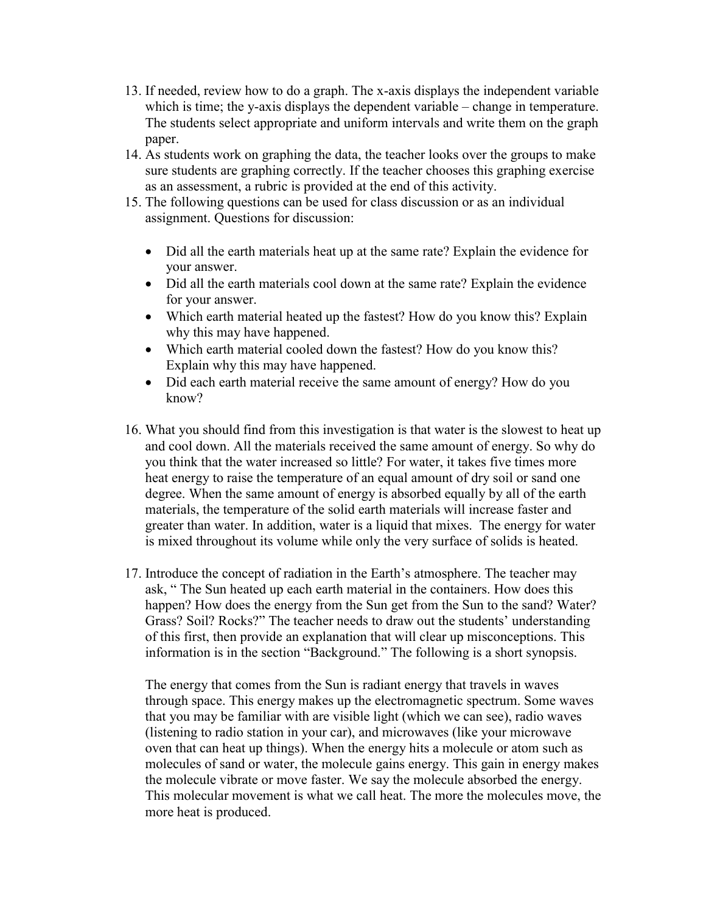13. If needed, review how to do a graph. The x-axis displays the independent variable which is time; the y-axis displays the dependent variable – change in temperature. The students select appropriate and uniform intervals and write them on the graph paper.
14. As students work on graphing the data, the teacher looks over the groups to make sure students are graphing correctly. If the teacher chooses this graphing exercise as an assessment, a rubric is provided at the end of this activity.
15. The following questions can be used for class discussion or as an individual assignment. Questions for discussion:

    - Did all the earth materials heat up at the same rate? Explain the evidence for your answer.
    - Did all the earth materials cool down at the same rate? Explain the evidence for your answer.
    - Which earth material heated up the fastest? How do you know this? Explain why this may have happened.
    - Which earth material cooled down the fastest? How do you know this? Explain why this may have happened.
    - Did each earth material receive the same amount of energy? How do you know?

16. What you should find from this investigation is that water is the slowest to heat up and cool down. All the materials received the same amount of energy. So why do you think that the water increased so little? For water, it takes five times more heat energy to raise the temperature of an equal amount of dry soil or sand one degree. When the same amount of energy is absorbed equally by all of the earth materials, the temperature of the solid earth materials will increase faster and greater than water. In addition, water is a liquid that mixes. The energy for water is mixed throughout its volume while only the very surface of solids is heated.

17. Introduce the concept of radiation in the Earth's atmosphere. The teacher may ask, " The Sun heated up each earth material in the containers. How does this happen? How does the energy from the Sun get from the Sun to the sand? Water? Grass? Soil? Rocks?" The teacher needs to draw out the students' understanding of this first, then provide an explanation that will clear up misconceptions. This information is in the section "Background." The following is a short synopsis.

    The energy that comes from the Sun is radiant energy that travels in waves through space. This energy makes up the electromagnetic spectrum. Some waves that you may be familiar with are visible light (which we can see), radio waves (listening to radio station in your car), and microwaves (like your microwave oven that can heat up things). When the energy hits a molecule or atom such as molecules of sand or water, the molecule gains energy. This gain in energy makes the molecule vibrate or move faster. We say the molecule absorbed the energy. This molecular movement is what we call heat. The more the molecules move, the more heat is produced.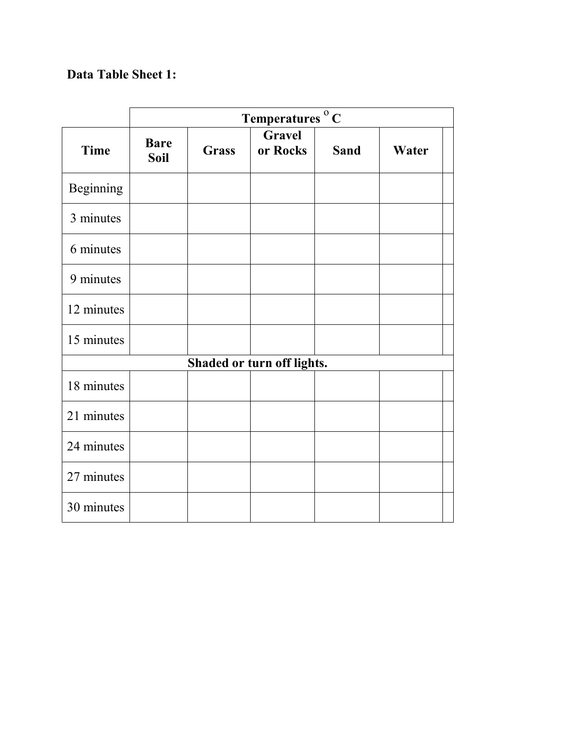**Data Table Sheet 1:**

| | Temperatures $^{o}$ C | | | | | |
|---|---|---|---|---|---|---|
| **Time** | **Bare Soil** | **Grass** | **Gravel or Rocks** | **Sand** | **Water** | |
| Beginning | | | | | | |
| 3 minutes | | | | | | |
| 6 minutes | | | | | | |
| 9 minutes | | | | | | |
| 12 minutes | | | | | | |
| 15 minutes | | | | | | |
| **Shaded or turn off lights.** | | | | | | |
| 18 minutes | | | | | | |
| 21 minutes | | | | | | |
| 24 minutes | | | | | | |
| 27 minutes | | | | | | |
| 30 minutes | | | | | | |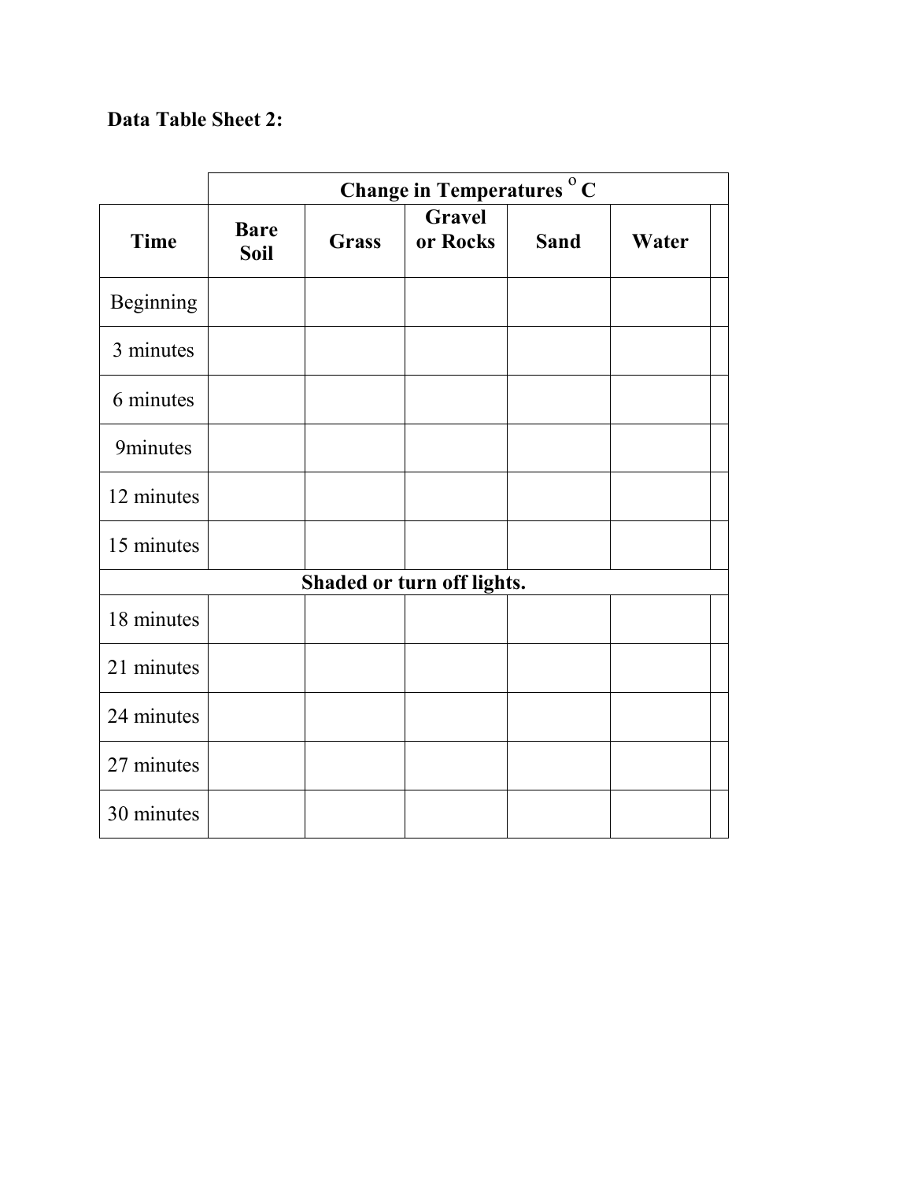**Data Table Sheet 2:**

| | Change in Temperatures $^{o}$ C | | | | | |
|---|---|---|---|---|---|---|
| **Time** | **Bare Soil** | **Grass** | **Gravel or Rocks** | **Sand** | **Water** | |
| Beginning | | | | | | |
| 3 minutes | | | | | | |
| 6 minutes | | | | | | |
| 9minutes | | | | | | |
| 12 minutes | | | | | | |
| 15 minutes | | | | | | |
| **Shaded or turn off lights.** | | | | | | |
| 18 minutes | | | | | | |
| 21 minutes | | | | | | |
| 24 minutes | | | | | | |
| 27 minutes | | | | | | |
| 30 minutes | | | | | | |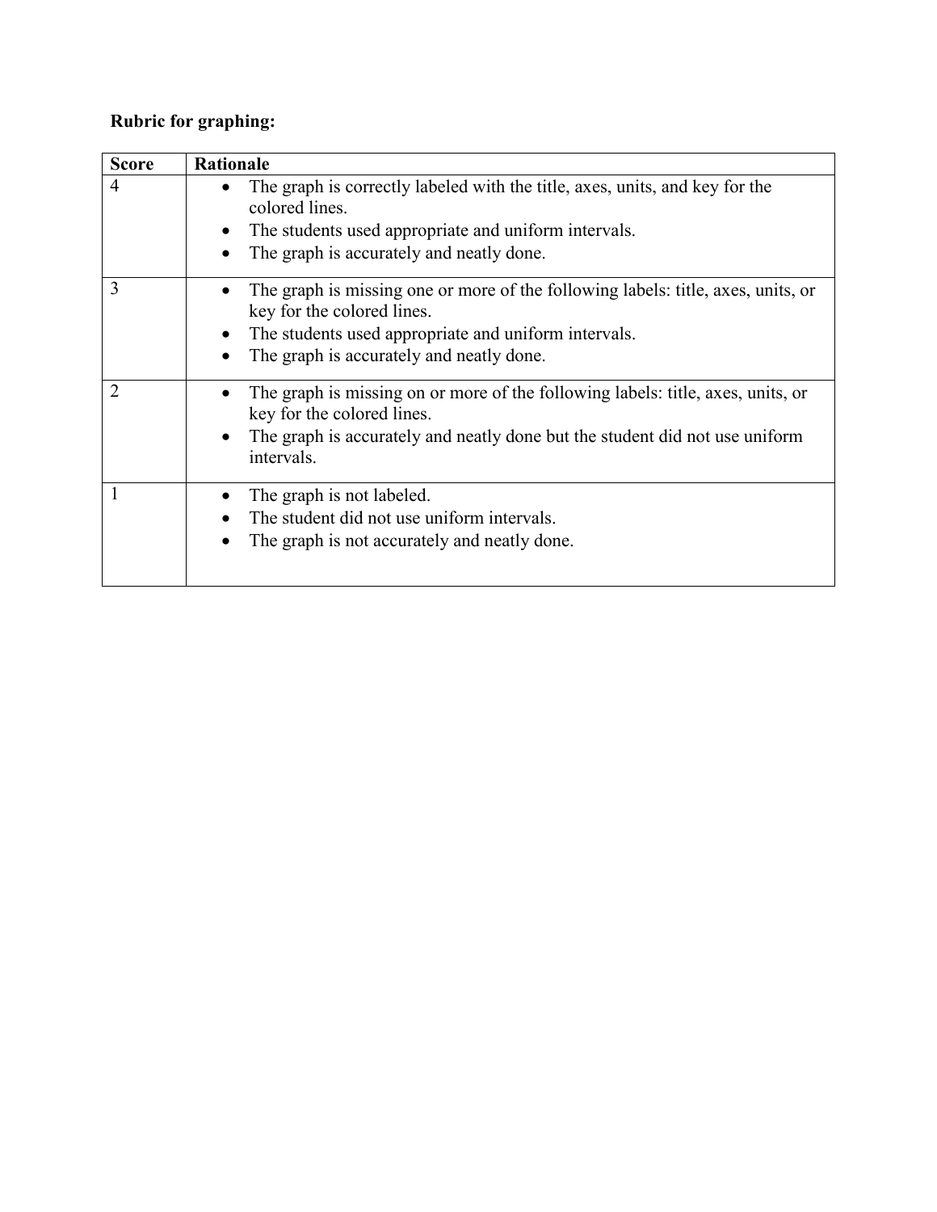**Rubric for graphing:**

| Score | Rationale |
| --- | --- |
| 4 | • The graph is correctly labeled with the title, axes, units, and key for the colored lines.<br>• The students used appropriate and uniform intervals.<br>• The graph is accurately and neatly done. |
| 3 | • The graph is missing one or more of the following labels: title, axes, units, or key for the colored lines.<br>• The students used appropriate and uniform intervals.<br>• The graph is accurately and neatly done. |
| 2 | • The graph is missing on or more of the following labels: title, axes, units, or key for the colored lines.<br>• The graph is accurately and neatly done but the student did not use uniform intervals. |
| 1 | • The graph is not labeled.<br>• The student did not use uniform intervals.<br>• The graph is not accurately and neatly done. |